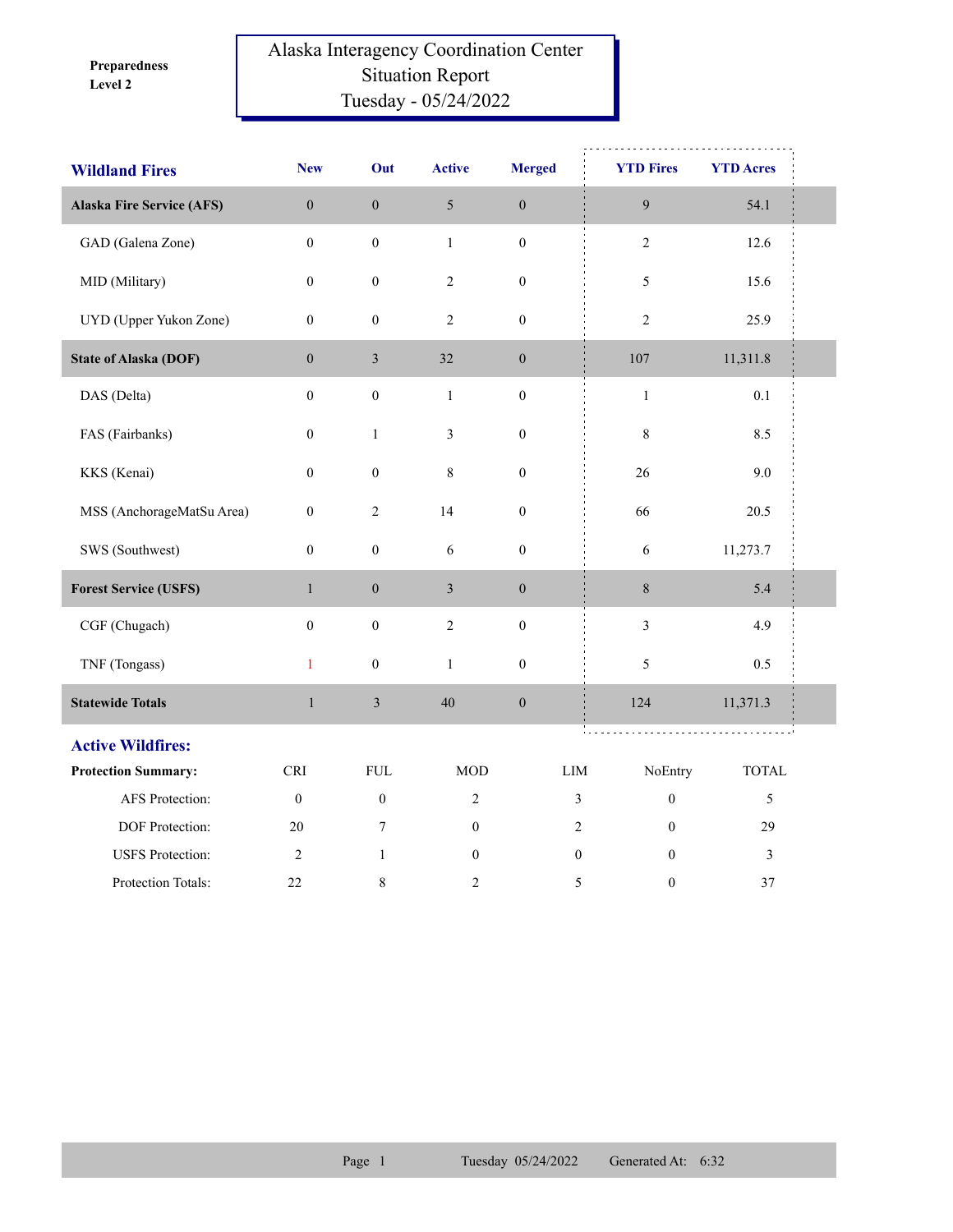Preparedness Level 2

# Alaska Interagency Coordination Center Situation Report Tuesday - 05/24/2022

| Wildland Fires | New | Out | Active | Merged | YTD Fires | YTD Acres |
|---|---|---|---|---|---|---|
| **Alaska Fire Service (AFS)** | 0 | 0 | 5 | 0 | 9 | 54.1 |
| GAD (Galena Zone) | 0 | 0 | 1 | 0 | 2 | 12.6 |
| MID (Military) | 0 | 0 | 2 | 0 | 5 | 15.6 |
| UYD (Upper Yukon Zone) | 0 | 0 | 2 | 0 | 2 | 25.9 |
| **State of Alaska (DOF)** | 0 | 3 | 32 | 0 | 107 | 11,311.8 |
| DAS (Delta) | 0 | 0 | 1 | 0 | 1 | 0.1 |
| FAS (Fairbanks) | 0 | 1 | 3 | 0 | 8 | 8.5 |
| KKS (Kenai) | 0 | 0 | 8 | 0 | 26 | 9.0 |
| MSS (AnchorageMatSu Area) | 0 | 2 | 14 | 0 | 66 | 20.5 |
| SWS (Southwest) | 0 | 0 | 6 | 0 | 6 | 11,273.7 |
| **Forest Service (USFS)** | 1 | 0 | 3 | 0 | 8 | 5.4 |
| CGF (Chugach) | 0 | 0 | 2 | 0 | 3 | 4.9 |
| TNF (Tongass) | 1 | 0 | 1 | 0 | 5 | 0.5 |
| **Statewide Totals** | 1 | 3 | 40 | 0 | 124 | 11,371.3 |

## Active Wildfires:

| Protection Summary: | CRI | FUL | MOD | LIM | NoEntry | TOTAL |
|---|---|---|---|---|---|---|
| AFS Protection: | 0 | 0 | 2 | 3 | 0 | 5 |
| DOF Protection: | 20 | 7 | 0 | 2 | 0 | 29 |
| USFS Protection: | 2 | 1 | 0 | 0 | 0 | 3 |
| Protection Totals: | 22 | 8 | 2 | 5 | 0 | 37 |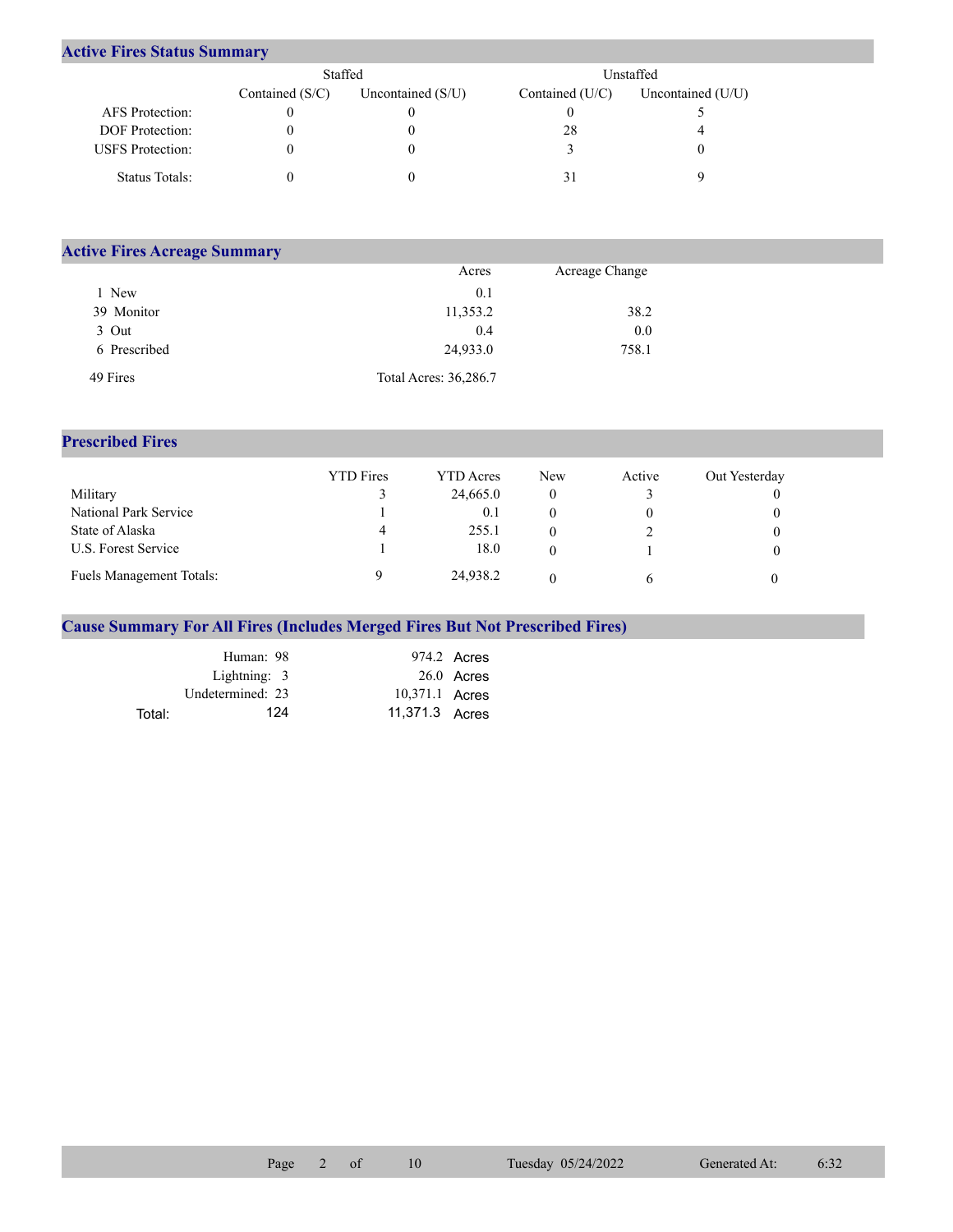## Active Fires Status Summary

| | Staffed | | Unstaffed | |
|---|---|---|---|---|
| | Contained (S/C) | Uncontained (S/U) | Contained (U/C) | Uncontained (U/U) |
| AFS Protection: | 0 | 0 | 0 | 5 |
| DOF Protection: | 0 | 0 | 28 | 4 |
| USFS Protection: | 0 | 0 | 3 | 0 |
| Status Totals: | 0 | 0 | 31 | 9 |

## Active Fires Acreage Summary

| | Acres | Acreage Change |
|---|---|---|
| 1 New | 0.1 | |
| 39 Monitor | 11,353.2 | 38.2 |
| 3 Out | 0.4 | 0.0 |
| 6 Prescribed | 24,933.0 | 758.1 |
| 49 Fires | Total Acres: 36,286.7 | |

## Prescribed Fires

| | YTD Fires | YTD Acres | New | Active | Out Yesterday |
|---|---|---|---|---|---|
| Military | 3 | 24,665.0 | 0 | 3 | 0 |
| National Park Service | 1 | 0.1 | 0 | 0 | 0 |
| State of Alaska | 4 | 255.1 | 0 | 2 | 0 |
| U.S. Forest Service | 1 | 18.0 | 0 | 1 | 0 |
| Fuels Management Totals: | 9 | 24,938.2 | 0 | 6 | 0 |

## Cause Summary For All Fires (Includes Merged Fires But Not Prescribed Fires)

| | | |
|---|---|---|
| Human: | 98 | 974.2 Acres |
| Lightning: | 3 | 26.0 Acres |
| Undetermined: | 23 | 10,371.1 Acres |
| Total: | 124 | 11,371.3 Acres |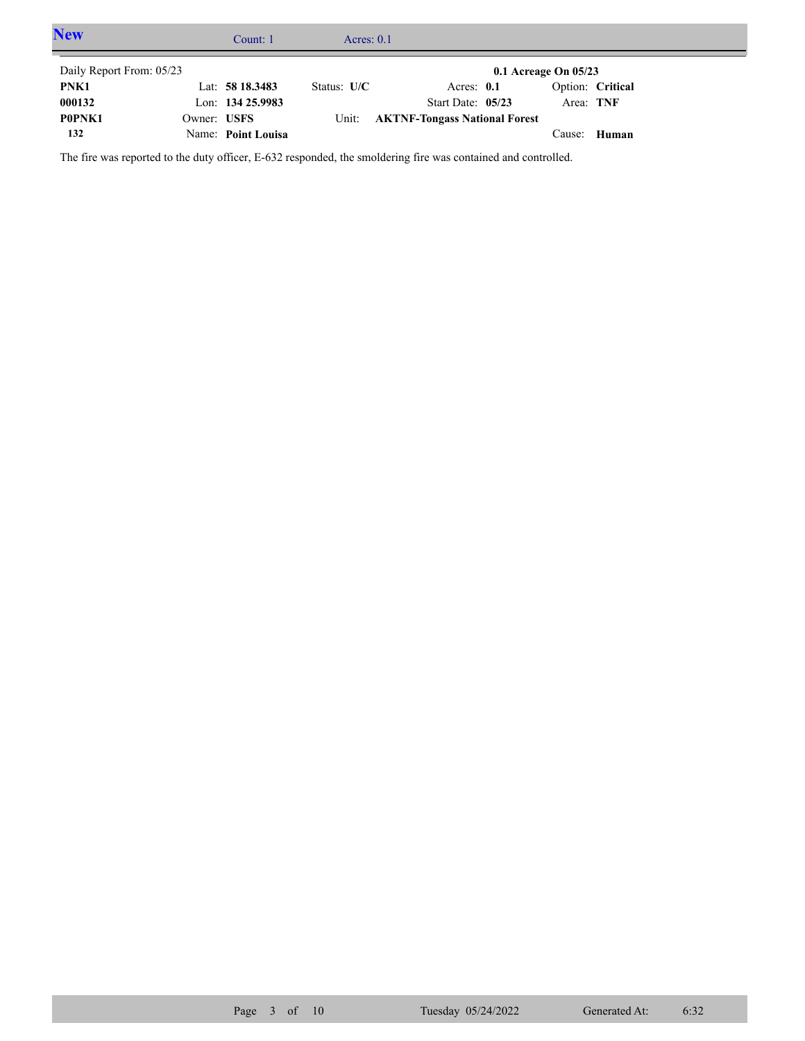## New

Count: 1 Acres: 0.1

| Daily Report From: 05/23 | | | | | 0.1 Acreage On 05/23 |
|---|---|---|---|---|---|
| **PNK1** | Lat: **58 18.3483** | Status: **U/C** | Acres: **0.1** | | Option: **Critical** |
| **000132** | Lon: **134 25.9983** | | Start Date: **05/23** | | Area: **TNF** |
| **P0PNK1** | Owner: **USFS** | Unit: | **AKTNF-Tongass National Forest** | | |
| **132** | Name: **Point Louisa** | | | | Cause: **Human** |

The fire was reported to the duty officer, E-632 responded, the smoldering fire was contained and controlled.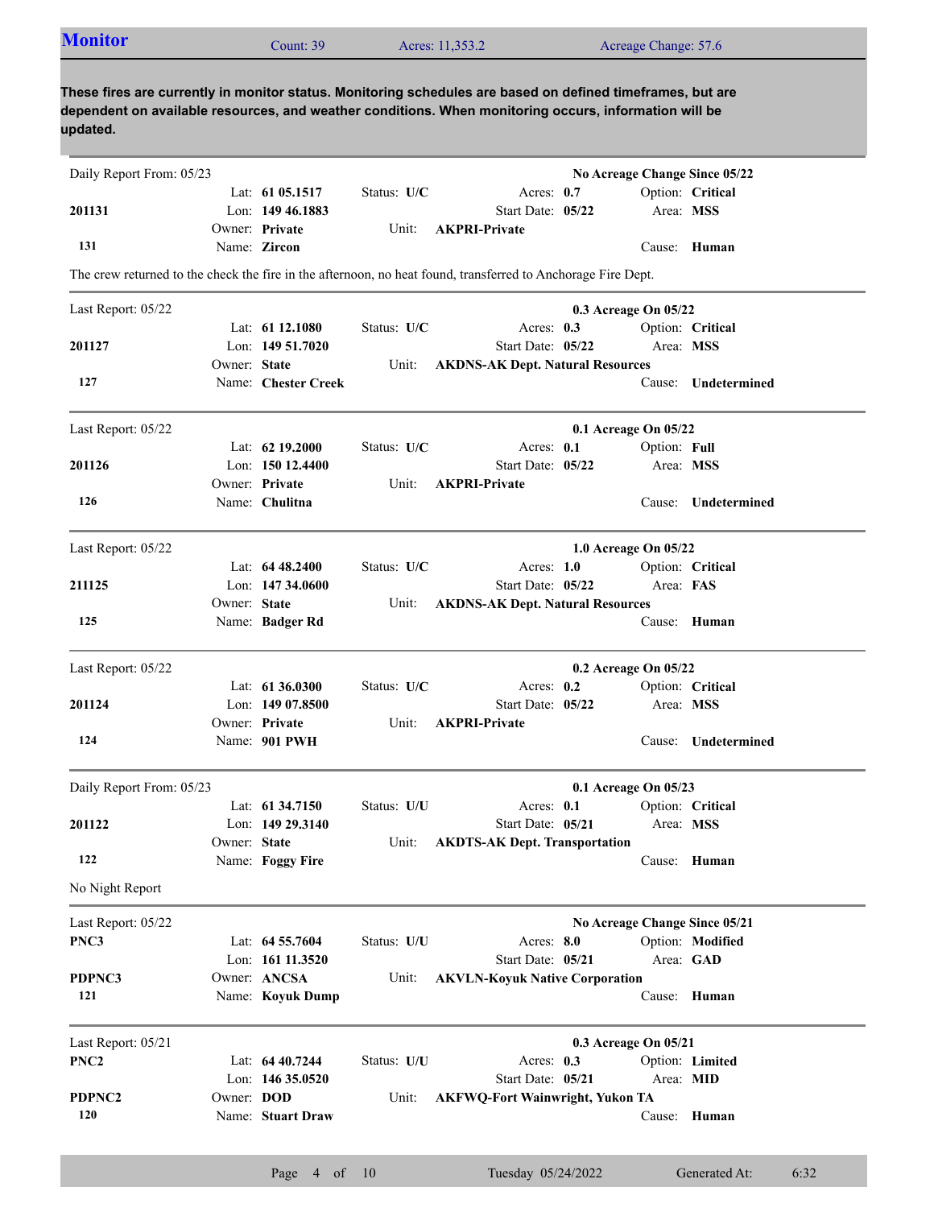## Monitor

Count: 39 | Acres: 11,353.2 | Acreage Change: 57.6

**These fires are currently in monitor status. Monitoring schedules are based on defined timeframes, but are dependent on available resources, and weather conditions. When monitoring occurs, information will be updated.**

---

Daily Report From: 05/23 — **No Acreage Change Since 05/22**

| | | | |
|---|---|---|---|
| **201131** | Lat: **61 05.1517** | Status: **U/C** | Acres: **0.7** | 
| **131** | Lon: **149 46.1883** | Start Date: **05/22** | Option: **Critical** |
| | Owner: **Private** | Unit: **AKPRI-Private** | Area: **MSS** |
| | Name: **Zircon** | | Cause: **Human** |

The crew returned to the check the fire in the afternoon, no heat found, transferred to Anchorage Fire Dept.

---

Last Report: 05/22 — **0.3 Acreage On 05/22**

| | | | |
|---|---|---|---|
| **201127** | Lat: **61 12.1080** | Status: **U/C** | Acres: **0.3** |
| **127** | Lon: **149 51.7020** | Start Date: **05/22** | Option: **Critical** |
| | Owner: **State** | Unit: **AKDNS-AK Dept. Natural Resources** | Area: **MSS** |
| | Name: **Chester Creek** | | Cause: **Undetermined** |

---

Last Report: 05/22 — **0.1 Acreage On 05/22**

| | | | |
|---|---|---|---|
| **201126** | Lat: **62 19.2000** | Status: **U/C** | Acres: **0.1** |
| **126** | Lon: **150 12.4400** | Start Date: **05/22** | Option: **Full** |
| | Owner: **Private** | Unit: **AKPRI-Private** | Area: **MSS** |
| | Name: **Chulitna** | | Cause: **Undetermined** |

---

Last Report: 05/22 — **1.0 Acreage On 05/22**

| | | | |
|---|---|---|---|
| **211125** | Lat: **64 48.2400** | Status: **U/C** | Acres: **1.0** |
| **125** | Lon: **147 34.0600** | Start Date: **05/22** | Option: **Critical** |
| | Owner: **State** | Unit: **AKDNS-AK Dept. Natural Resources** | Area: **FAS** |
| | Name: **Badger Rd** | | Cause: **Human** |

---

Last Report: 05/22 — **0.2 Acreage On 05/22**

| | | | |
|---|---|---|---|
| **201124** | Lat: **61 36.0300** | Status: **U/C** | Acres: **0.2** |
| **124** | Lon: **149 07.8500** | Start Date: **05/22** | Option: **Critical** |
| | Owner: **Private** | Unit: **AKPRI-Private** | Area: **MSS** |
| | Name: **901 PWH** | | Cause: **Undetermined** |

---

Daily Report From: 05/23 — **0.1 Acreage On 05/23**

| | | | |
|---|---|---|---|
| **201122** | Lat: **61 34.7150** | Status: **U/U** | Acres: **0.1** |
| **122** | Lon: **149 29.3140** | Start Date: **05/21** | Option: **Critical** |
| | Owner: **State** | Unit: **AKDTS-AK Dept. Transportation** | Area: **MSS** |
| | Name: **Foggy Fire** | | Cause: **Human** |

No Night Report

---

Last Report: 05/22 — **No Acreage Change Since 05/21**

| | | | |
|---|---|---|---|
| **PNC3** | Lat: **64 55.7604** | Status: **U/U** | Acres: **8.0** |
| **PDPNC3** | Lon: **161 11.3520** | Start Date: **05/21** | Option: **Modified** |
| **121** | Owner: **ANCSA** | Unit: **AKVLN-Koyuk Native Corporation** | Area: **GAD** |
| | Name: **Koyuk Dump** | | Cause: **Human** |

---

Last Report: 05/21 — **0.3 Acreage On 05/21**

| | | | |
|---|---|---|---|
| **PNC2** | Lat: **64 40.7244** | Status: **U/U** | Acres: **0.3** |
| **PDPNC2** | Lon: **146 35.0520** | Start Date: **05/21** | Option: **Limited** |
| **120** | Owner: **DOD** | Unit: **AKFWQ-Fort Wainwright, Yukon TA** | Area: **MID** |
| | Name: **Stuart Draw** | | Cause: **Human** |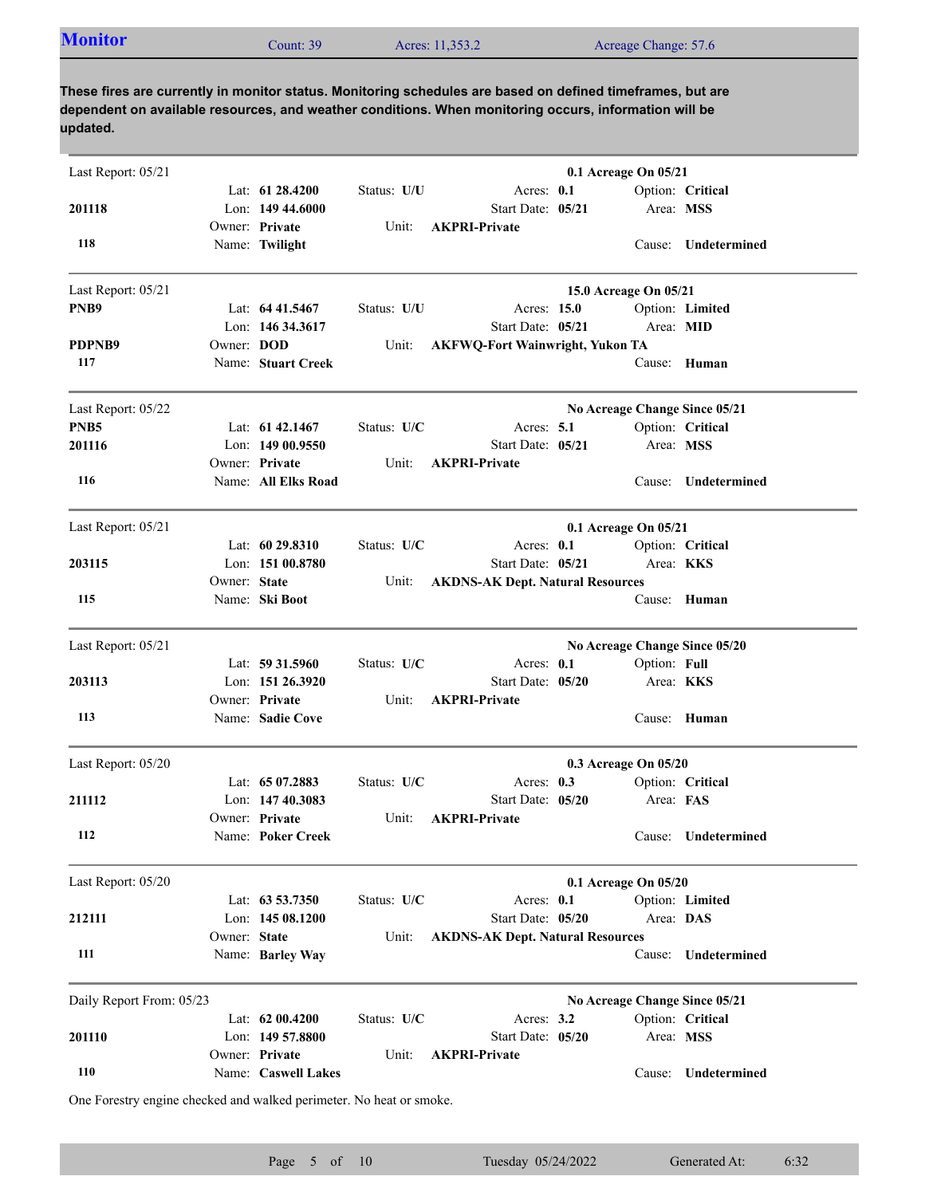## Monitor

Count: 39 | Acres: 11,353.2 | Acreage Change: 57.6

**These fires are currently in monitor status. Monitoring schedules are based on defined timeframes, but are dependent on available resources, and weather conditions. When monitoring occurs, information will be updated.**

---

Last Report: 05/21 — **0.1 Acreage On 05/21**

**201118** / **118**

- Lat: **61 28.4200**
- Lon: **149 44.6000**
- Owner: **Private**
- Name: **Twilight**
- Status: **U/U**
- Unit: **AKPRI-Private**
- Acres: **0.1**
- Start Date: **05/21**
- Option: **Critical**
- Area: **MSS**
- Cause: **Undetermined**

---

Last Report: 05/21 — **15.0 Acreage On 05/21**

**PNB9** / **PDPNB9** / **117**

- Lat: **64 41.5467**
- Lon: **146 34.3617**
- Owner: **DOD**
- Name: **Stuart Creek**
- Status: **U/U**
- Unit: **AKFWQ-Fort Wainwright, Yukon TA**
- Acres: **15.0**
- Start Date: **05/21**
- Option: **Limited**
- Area: **MID**
- Cause: **Human**

---

Last Report: 05/22 — **No Acreage Change Since 05/21**

**PNB5** / **201116** / **116**

- Lat: **61 42.1467**
- Lon: **149 00.9550**
- Owner: **Private**
- Name: **All Elks Road**
- Status: **U/C**
- Unit: **AKPRI-Private**
- Acres: **5.1**
- Start Date: **05/21**
- Option: **Critical**
- Area: **MSS**
- Cause: **Undetermined**

---

Last Report: 05/21 — **0.1 Acreage On 05/21**

**203115** / **115**

- Lat: **60 29.8310**
- Lon: **151 00.8780**
- Owner: **State**
- Name: **Ski Boot**
- Status: **U/C**
- Unit: **AKDNS-AK Dept. Natural Resources**
- Acres: **0.1**
- Start Date: **05/21**
- Option: **Critical**
- Area: **KKS**
- Cause: **Human**

---

Last Report: 05/21 — **No Acreage Change Since 05/20**

**203113** / **113**

- Lat: **59 31.5960**
- Lon: **151 26.3920**
- Owner: **Private**
- Name: **Sadie Cove**
- Status: **U/C**
- Unit: **AKPRI-Private**
- Acres: **0.1**
- Start Date: **05/20**
- Option: **Full**
- Area: **KKS**
- Cause: **Human**

---

Last Report: 05/20 — **0.3 Acreage On 05/20**

**211112** / **112**

- Lat: **65 07.2883**
- Lon: **147 40.3083**
- Owner: **Private**
- Name: **Poker Creek**
- Status: **U/C**
- Unit: **AKPRI-Private**
- Acres: **0.3**
- Start Date: **05/20**
- Option: **Critical**
- Area: **FAS**
- Cause: **Undetermined**

---

Last Report: 05/20 — **0.1 Acreage On 05/20**

**212111** / **111**

- Lat: **63 53.7350**
- Lon: **145 08.1200**
- Owner: **State**
- Name: **Barley Way**
- Status: **U/C**
- Unit: **AKDNS-AK Dept. Natural Resources**
- Acres: **0.1**
- Start Date: **05/20**
- Option: **Limited**
- Area: **DAS**
- Cause: **Undetermined**

---

Daily Report From: 05/23 — **No Acreage Change Since 05/21**

**201110** / **110**

- Lat: **62 00.4200**
- Lon: **149 57.8800**
- Owner: **Private**
- Name: **Caswell Lakes**
- Status: **U/C**
- Unit: **AKPRI-Private**
- Acres: **3.2**
- Start Date: **05/20**
- Option: **Critical**
- Area: **MSS**
- Cause: **Undetermined**

One Forestry engine checked and walked perimeter. No heat or smoke.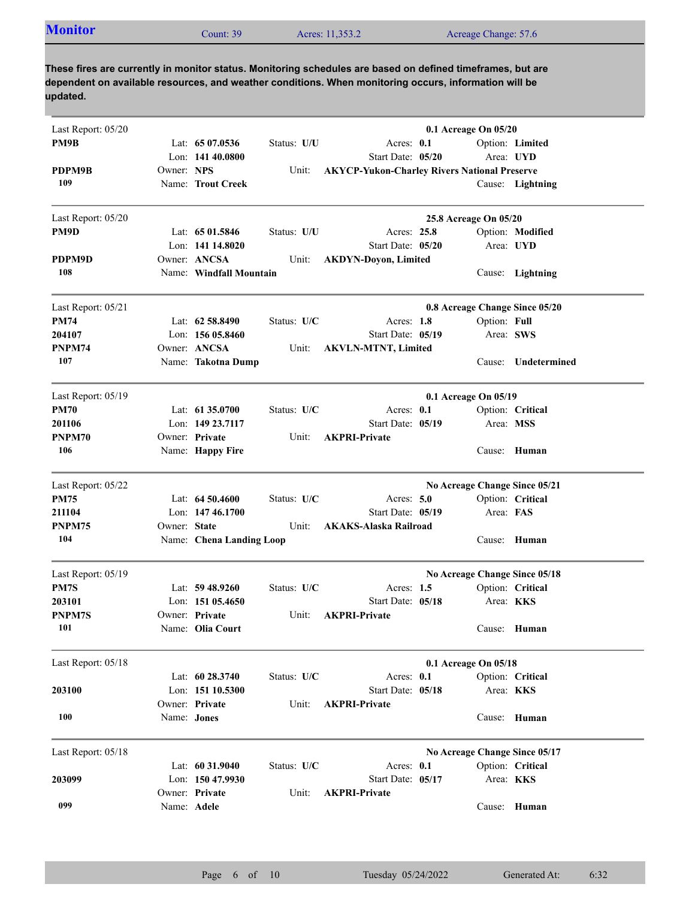## Monitor

Count: 39 | Acres: 11,353.2 | Acreage Change: 57.6

**These fires are currently in monitor status. Monitoring schedules are based on defined timeframes, but are dependent on available resources, and weather conditions. When monitoring occurs, information will be updated.**

---

Last Report: 05/20 — **0.1 Acreage On 05/20**

**PM9B** | Lat: **65 07.0536** | Status: **U/U** | Acres: **0.1** | Option: **Limited**
Lon: **141 40.0800** | Start Date: **05/20** | Area: **UYD**
**PDPM9B** | Owner: **NPS** | Unit: **AKYCP-Yukon-Charley Rivers National Preserve**
**109** | Name: **Trout Creek** | Cause: **Lightning**

---

Last Report: 05/20 — **25.8 Acreage On 05/20**

**PM9D** | Lat: **65 01.5846** | Status: **U/U** | Acres: **25.8** | Option: **Modified**
Lon: **141 14.8020** | Start Date: **05/20** | Area: **UYD**
**PDPM9D** | Owner: **ANCSA** | Unit: **AKDYN-Doyon, Limited**
**108** | Name: **Windfall Mountain** | Cause: **Lightning**

---

Last Report: 05/21 — **0.8 Acreage Change Since 05/20**

**PM74** | Lat: **62 58.8490** | Status: **U/C** | Acres: **1.8** | Option: **Full**
**204107** | Lon: **156 05.8460** | Start Date: **05/19** | Area: **SWS**
**PNPM74** | Owner: **ANCSA** | Unit: **AKVLN-MTNT, Limited**
**107** | Name: **Takotna Dump** | Cause: **Undetermined**

---

Last Report: 05/19 — **0.1 Acreage On 05/19**

**PM70** | Lat: **61 35.0700** | Status: **U/C** | Acres: **0.1** | Option: **Critical**
**201106** | Lon: **149 23.7117** | Start Date: **05/19** | Area: **MSS**
**PNPM70** | Owner: **Private** | Unit: **AKPRI-Private**
**106** | Name: **Happy Fire** | Cause: **Human**

---

Last Report: 05/22 — **No Acreage Change Since 05/21**

**PM75** | Lat: **64 50.4600** | Status: **U/C** | Acres: **5.0** | Option: **Critical**
**211104** | Lon: **147 46.1700** | Start Date: **05/19** | Area: **FAS**
**PNPM75** | Owner: **State** | Unit: **AKAKS-Alaska Railroad**
**104** | Name: **Chena Landing Loop** | Cause: **Human**

---

Last Report: 05/19 — **No Acreage Change Since 05/18**

**PM7S** | Lat: **59 48.9260** | Status: **U/C** | Acres: **1.5** | Option: **Critical**
**203101** | Lon: **151 05.4650** | Start Date: **05/18** | Area: **KKS**
**PNPM7S** | Owner: **Private** | Unit: **AKPRI-Private**
**101** | Name: **Olia Court** | Cause: **Human**

---

Last Report: 05/18 — **0.1 Acreage On 05/18**

Lat: **60 28.3740** | Status: **U/C** | Acres: **0.1** | Option: **Critical**
**203100** | Lon: **151 10.5300** | Start Date: **05/18** | Area: **KKS**
Owner: **Private** | Unit: **AKPRI-Private**
**100** | Name: **Jones** | Cause: **Human**

---

Last Report: 05/18 — **No Acreage Change Since 05/17**

Lat: **60 31.9040** | Status: **U/C** | Acres: **0.1** | Option: **Critical**
**203099** | Lon: **150 47.9930** | Start Date: **05/17** | Area: **KKS**
Owner: **Private** | Unit: **AKPRI-Private**
**099** | Name: **Adele** | Cause: **Human**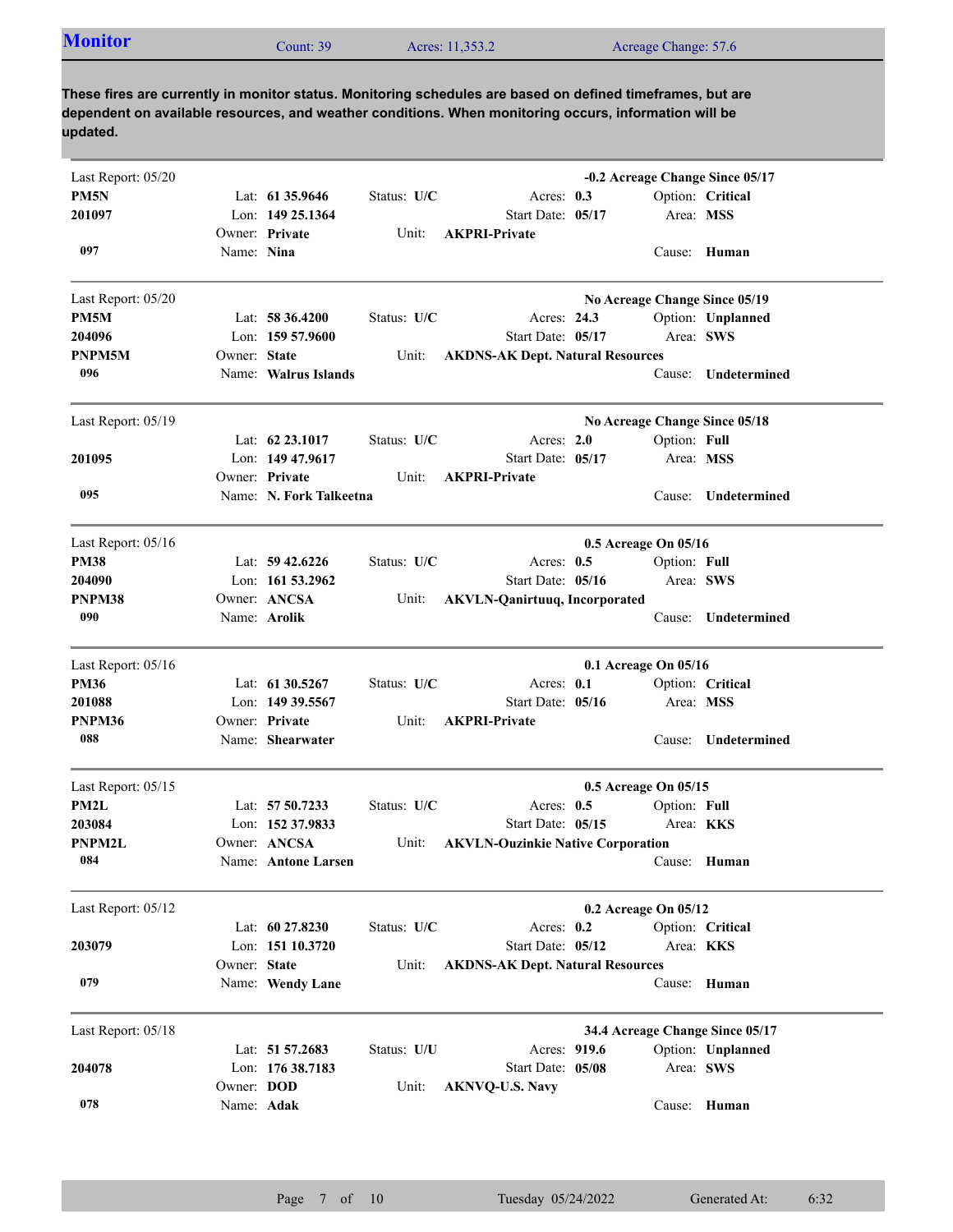## Monitor

Count: 39 | Acres: 11,353.2 | Acreage Change: 57.6

**These fires are currently in monitor status. Monitoring schedules are based on defined timeframes, but are dependent on available resources, and weather conditions. When monitoring occurs, information will be updated.**

---

Last Report: 05/20 — **-0.2 Acreage Change Since 05/17**

**PM5N**
**201097**
**097**

| | | | |
|---|---|---|---|
| Lat: **61 35.9646** | Status: **U/C** | Acres: **0.3** | Option: **Critical** |
| Lon: **149 25.1364** | | Start Date: **05/17** | Area: **MSS** |
| Owner: **Private** | Unit: **AKPRI-Private** | | |
| Name: **Nina** | | | Cause: **Human** |

---

Last Report: 05/20 — **No Acreage Change Since 05/19**

**PM5M**
**204096**
**PNPM5M**
**096**

| | | | |
|---|---|---|---|
| Lat: **58 36.4200** | Status: **U/C** | Acres: **24.3** | Option: **Unplanned** |
| Lon: **159 57.9600** | | Start Date: **05/17** | Area: **SWS** |
| Owner: **State** | Unit: **AKDNS-AK Dept. Natural Resources** | | |
| Name: **Walrus Islands** | | | Cause: **Undetermined** |

---

Last Report: 05/19 — **No Acreage Change Since 05/18**

**201095**
**095**

| | | | |
|---|---|---|---|
| Lat: **62 23.1017** | Status: **U/C** | Acres: **2.0** | Option: **Full** |
| Lon: **149 47.9617** | | Start Date: **05/17** | Area: **MSS** |
| Owner: **Private** | Unit: **AKPRI-Private** | | |
| Name: **N. Fork Talkeetna** | | | Cause: **Undetermined** |

---

Last Report: 05/16 — **0.5 Acreage On 05/16**

**PM38**
**204090**
**PNPM38**
**090**

| | | | |
|---|---|---|---|
| Lat: **59 42.6226** | Status: **U/C** | Acres: **0.5** | Option: **Full** |
| Lon: **161 53.2962** | | Start Date: **05/16** | Area: **SWS** |
| Owner: **ANCSA** | Unit: **AKVLN-Qanirtuuq, Incorporated** | | |
| Name: **Arolik** | | | Cause: **Undetermined** |

---

Last Report: 05/16 — **0.1 Acreage On 05/16**

**PM36**
**201088**
**PNPM36**
**088**

| | | | |
|---|---|---|---|
| Lat: **61 30.5267** | Status: **U/C** | Acres: **0.1** | Option: **Critical** |
| Lon: **149 39.5567** | | Start Date: **05/16** | Area: **MSS** |
| Owner: **Private** | Unit: **AKPRI-Private** | | |
| Name: **Shearwater** | | | Cause: **Undetermined** |

---

Last Report: 05/15 — **0.5 Acreage On 05/15**

**PM2L**
**203084**
**PNPM2L**
**084**

| | | | |
|---|---|---|---|
| Lat: **57 50.7233** | Status: **U/C** | Acres: **0.5** | Option: **Full** |
| Lon: **152 37.9833** | | Start Date: **05/15** | Area: **KKS** |
| Owner: **ANCSA** | Unit: **AKVLN-Ouzinkie Native Corporation** | | |
| Name: **Antone Larsen** | | | Cause: **Human** |

---

Last Report: 05/12 — **0.2 Acreage On 05/12**

**203079**
**079**

| | | | |
|---|---|---|---|
| Lat: **60 27.8230** | Status: **U/C** | Acres: **0.2** | Option: **Critical** |
| Lon: **151 10.3720** | | Start Date: **05/12** | Area: **KKS** |
| Owner: **State** | Unit: **AKDNS-AK Dept. Natural Resources** | | |
| Name: **Wendy Lane** | | | Cause: **Human** |

---

Last Report: 05/18 — **34.4 Acreage Change Since 05/17**

**204078**
**078**

| | | | |
|---|---|---|---|
| Lat: **51 57.2683** | Status: **U/U** | Acres: **919.6** | Option: **Unplanned** |
| Lon: **176 38.7183** | | Start Date: **05/08** | Area: **SWS** |
| Owner: **DOD** | Unit: **AKNVQ-U.S. Navy** | | |
| Name: **Adak** | | | Cause: **Human** |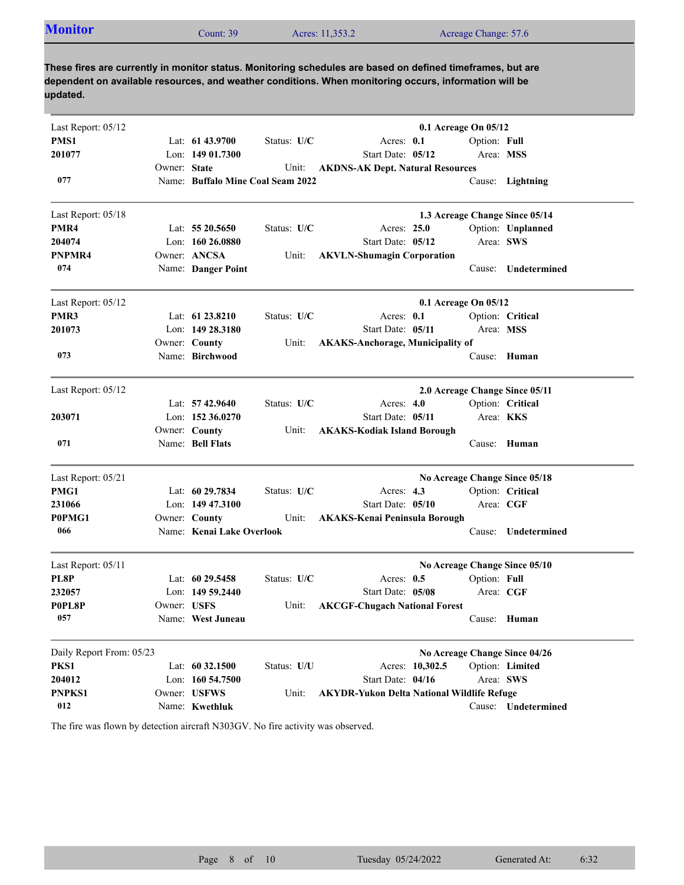## Monitor

Count: 39 | Acres: 11,353.2 | Acreage Change: 57.6

**These fires are currently in monitor status. Monitoring schedules are based on defined timeframes, but are dependent on available resources, and weather conditions. When monitoring occurs, information will be updated.**

---

Last Report: 05/12 — **0.1 Acreage On 05/12**

**PMS1**
**201077**
**077**

- Lat: **61 43.9700**
- Lon: **149 01.7300**
- Owner: **State**
- Name: **Buffalo Mine Coal Seam 2022**
- Status: **U/C**
- Unit: **AKDNS-AK Dept. Natural Resources**
- Acres: **0.1**
- Start Date: **05/12**
- Option: **Full**
- Area: **MSS**
- Cause: **Lightning**

---

Last Report: 05/18 — **1.3 Acreage Change Since 05/14**

**PMR4**
**204074**
**PNPMR4**
**074**

- Lat: **55 20.5650**
- Lon: **160 26.0880**
- Owner: **ANCSA**
- Name: **Danger Point**
- Status: **U/C**
- Unit: **AKVLN-Shumagin Corporation**
- Acres: **25.0**
- Start Date: **05/12**
- Option: **Unplanned**
- Area: **SWS**
- Cause: **Undetermined**

---

Last Report: 05/12 — **0.1 Acreage On 05/12**

**PMR3**
**201073**
**073**

- Lat: **61 23.8210**
- Lon: **149 28.3180**
- Owner: **County**
- Name: **Birchwood**
- Status: **U/C**
- Unit: **AKAKS-Anchorage, Municipality of**
- Acres: **0.1**
- Start Date: **05/11**
- Option: **Critical**
- Area: **MSS**
- Cause: **Human**

---

Last Report: 05/12 — **2.0 Acreage Change Since 05/11**

**203071**
**071**

- Lat: **57 42.9640**
- Lon: **152 36.0270**
- Owner: **County**
- Name: **Bell Flats**
- Status: **U/C**
- Unit: **AKAKS-Kodiak Island Borough**
- Acres: **4.0**
- Start Date: **05/11**
- Option: **Critical**
- Area: **KKS**
- Cause: **Human**

---

Last Report: 05/21 — **No Acreage Change Since 05/18**

**PMG1**
**231066**
**P0PMG1**
**066**

- Lat: **60 29.7834**
- Lon: **149 47.3100**
- Owner: **County**
- Name: **Kenai Lake Overlook**
- Status: **U/C**
- Unit: **AKAKS-Kenai Peninsula Borough**
- Acres: **4.3**
- Start Date: **05/10**
- Option: **Critical**
- Area: **CGF**
- Cause: **Undetermined**

---

Last Report: 05/11 — **No Acreage Change Since 05/10**

**PL8P**
**232057**
**P0PL8P**
**057**

- Lat: **60 29.5458**
- Lon: **149 59.2440**
- Owner: **USFS**
- Name: **West Juneau**
- Status: **U/C**
- Unit: **AKCGF-Chugach National Forest**
- Acres: **0.5**
- Start Date: **05/08**
- Option: **Full**
- Area: **CGF**
- Cause: **Human**

---

Daily Report From: 05/23 — **No Acreage Change Since 04/26**

**PKS1**
**204012**
**PNPKS1**
**012**

- Lat: **60 32.1500**
- Lon: **160 54.7500**
- Owner: **USFWS**
- Name: **Kwethluk**
- Status: **U/U**
- Unit: **AKYDR-Yukon Delta National Wildlife Refuge**
- Acres: **10,302.5**
- Start Date: **04/16**
- Option: **Limited**
- Area: **SWS**
- Cause: **Undetermined**

The fire was flown by detection aircraft N303GV. No fire activity was observed.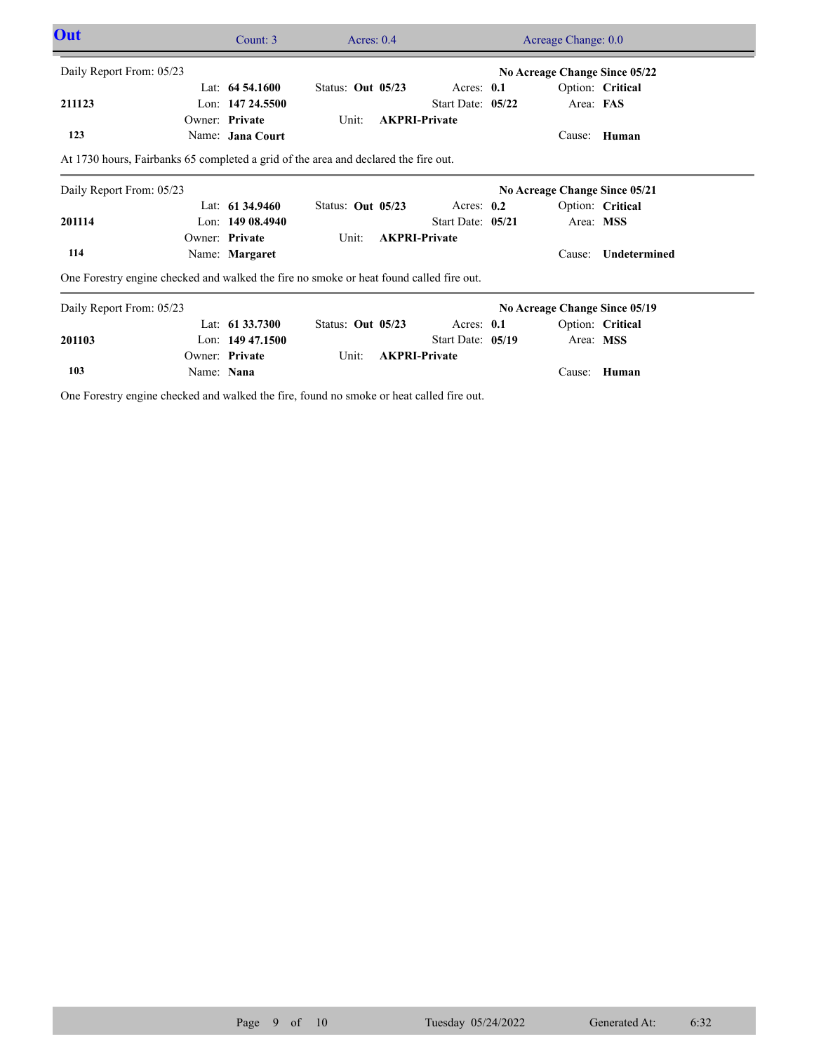## Out

Count: 3 | Acres: 0.4 | Acreage Change: 0.0

---

Daily Report From: 05/23 — **No Acreage Change Since 05/22**

| | | | | |
|---|---|---|---|---|
| **211123** | Lat: **64 54.1600** | Status: **Out 05/23** | Acres: **0.1** | Option: **Critical** |
| | Lon: **147 24.5500** | | Start Date: **05/22** | Area: **FAS** |
| **123** | Owner: **Private** | Unit: **AKPRI-Private** | | |
| | Name: **Jana Court** | | | Cause: **Human** |

At 1730 hours, Fairbanks 65 completed a grid of the area and declared the fire out.

---

Daily Report From: 05/23 — **No Acreage Change Since 05/21**

| | | | | |
|---|---|---|---|---|
| **201114** | Lat: **61 34.9460** | Status: **Out 05/23** | Acres: **0.2** | Option: **Critical** |
| | Lon: **149 08.4940** | | Start Date: **05/21** | Area: **MSS** |
| **114** | Owner: **Private** | Unit: **AKPRI-Private** | | |
| | Name: **Margaret** | | | Cause: **Undetermined** |

One Forestry engine checked and walked the fire no smoke or heat found called fire out.

---

Daily Report From: 05/23 — **No Acreage Change Since 05/19**

| | | | | |
|---|---|---|---|---|
| **201103** | Lat: **61 33.7300** | Status: **Out 05/23** | Acres: **0.1** | Option: **Critical** |
| | Lon: **149 47.1500** | | Start Date: **05/19** | Area: **MSS** |
| **103** | Owner: **Private** | Unit: **AKPRI-Private** | | |
| | Name: **Nana** | | | Cause: **Human** |

One Forestry engine checked and walked the fire, found no smoke or heat called fire out.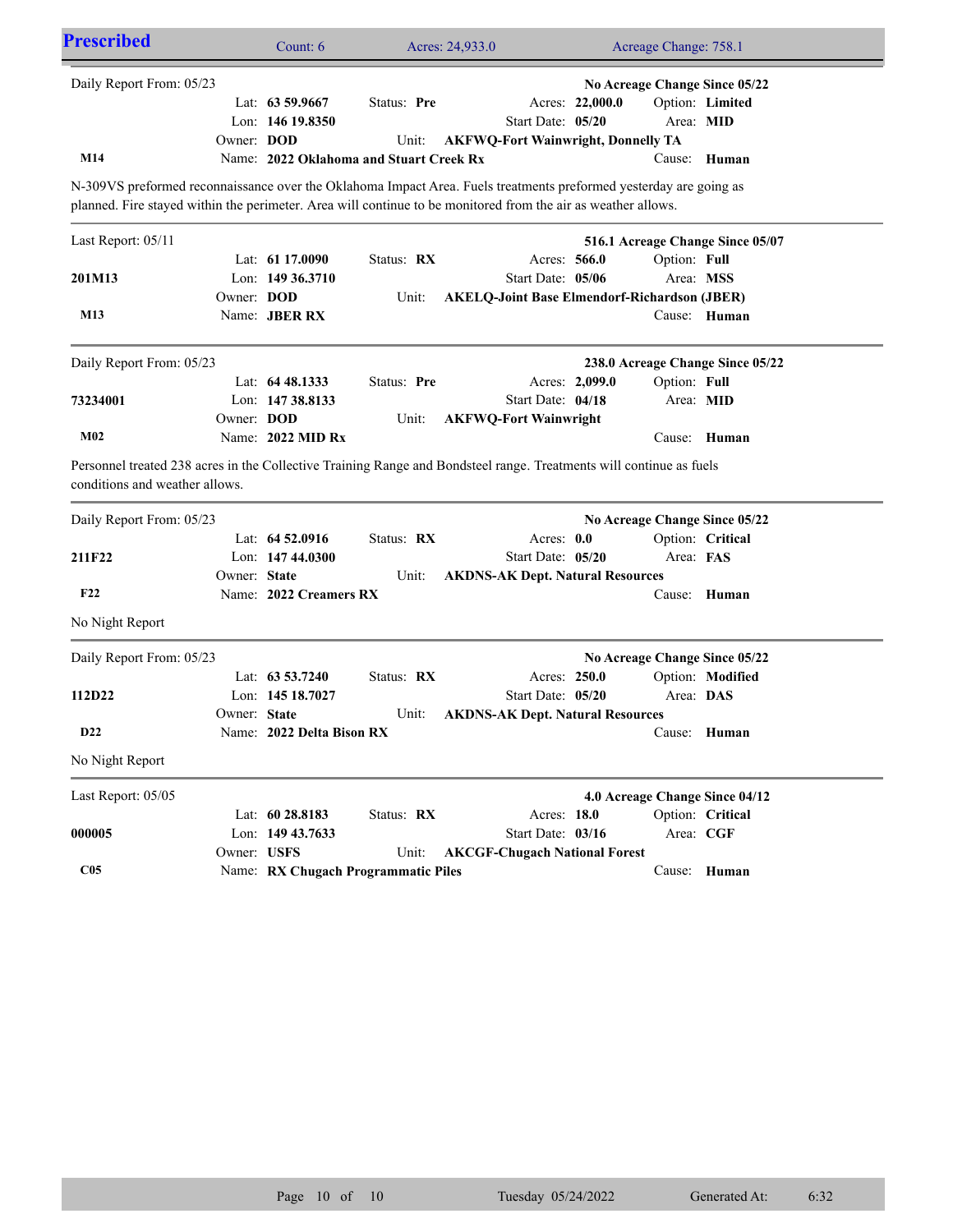## Prescribed

Count: 6 | Acres: 24,933.0 | Acreage Change: 758.1

---

Daily Report From: 05/23 — **No Acreage Change Since 05/22**

| | | | |
|---|---|---|---|
| Lat: **63 59.9667** | Status: **Pre** | Acres: **22,000.0** | Option: **Limited** |
| Lon: **146 19.8350** | | Start Date: **05/20** | Area: **MID** |
| Owner: **DOD** | Unit: **AKFWQ-Fort Wainwright, Donnelly TA** | | |
| **M14** Name: **2022 Oklahoma and Stuart Creek Rx** | | | Cause: **Human** |

N-309VS preformed reconnaissance over the Oklahoma Impact Area. Fuels treatments preformed yesterday are going as planned. Fire stayed within the perimeter. Area will continue to be monitored from the air as weather allows.

---

Last Report: 05/11 — **516.1 Acreage Change Since 05/07**

| | | | |
|---|---|---|---|
| Lat: **61 17.0090** | Status: **RX** | Acres: **566.0** | Option: **Full** |
| **201M13** Lon: **149 36.3710** | | Start Date: **05/06** | Area: **MSS** |
| Owner: **DOD** | Unit: **AKELQ-Joint Base Elmendorf-Richardson (JBER)** | | |
| **M13** Name: **JBER RX** | | | Cause: **Human** |

---

Daily Report From: 05/23 — **238.0 Acreage Change Since 05/22**

| | | | |
|---|---|---|---|
| Lat: **64 48.1333** | Status: **Pre** | Acres: **2,099.0** | Option: **Full** |
| **73234001** Lon: **147 38.8133** | | Start Date: **04/18** | Area: **MID** |
| Owner: **DOD** | Unit: **AKFWQ-Fort Wainwright** | | |
| **M02** Name: **2022 MID Rx** | | | Cause: **Human** |

Personnel treated 238 acres in the Collective Training Range and Bondsteel range. Treatments will continue as fuels conditions and weather allows.

---

Daily Report From: 05/23 — **No Acreage Change Since 05/22**

| | | | |
|---|---|---|---|
| Lat: **64 52.0916** | Status: **RX** | Acres: **0.0** | Option: **Critical** |
| **211F22** Lon: **147 44.0300** | | Start Date: **05/20** | Area: **FAS** |
| Owner: **State** | Unit: **AKDNS-AK Dept. Natural Resources** | | |
| **F22** Name: **2022 Creamers RX** | | | Cause: **Human** |

No Night Report

---

Daily Report From: 05/23 — **No Acreage Change Since 05/22**

| | | | |
|---|---|---|---|
| Lat: **63 53.7240** | Status: **RX** | Acres: **250.0** | Option: **Modified** |
| **112D22** Lon: **145 18.7027** | | Start Date: **05/20** | Area: **DAS** |
| Owner: **State** | Unit: **AKDNS-AK Dept. Natural Resources** | | |
| **D22** Name: **2022 Delta Bison RX** | | | Cause: **Human** |

No Night Report

---

Last Report: 05/05 — **4.0 Acreage Change Since 04/12**

| | | | |
|---|---|---|---|
| Lat: **60 28.8183** | Status: **RX** | Acres: **18.0** | Option: **Critical** |
| **000005** Lon: **149 43.7633** | | Start Date: **03/16** | Area: **CGF** |
| Owner: **USFS** | Unit: **AKCGF-Chugach National Forest** | | |
| **C05** Name: **RX Chugach Programmatic Piles** | | | Cause: **Human** |